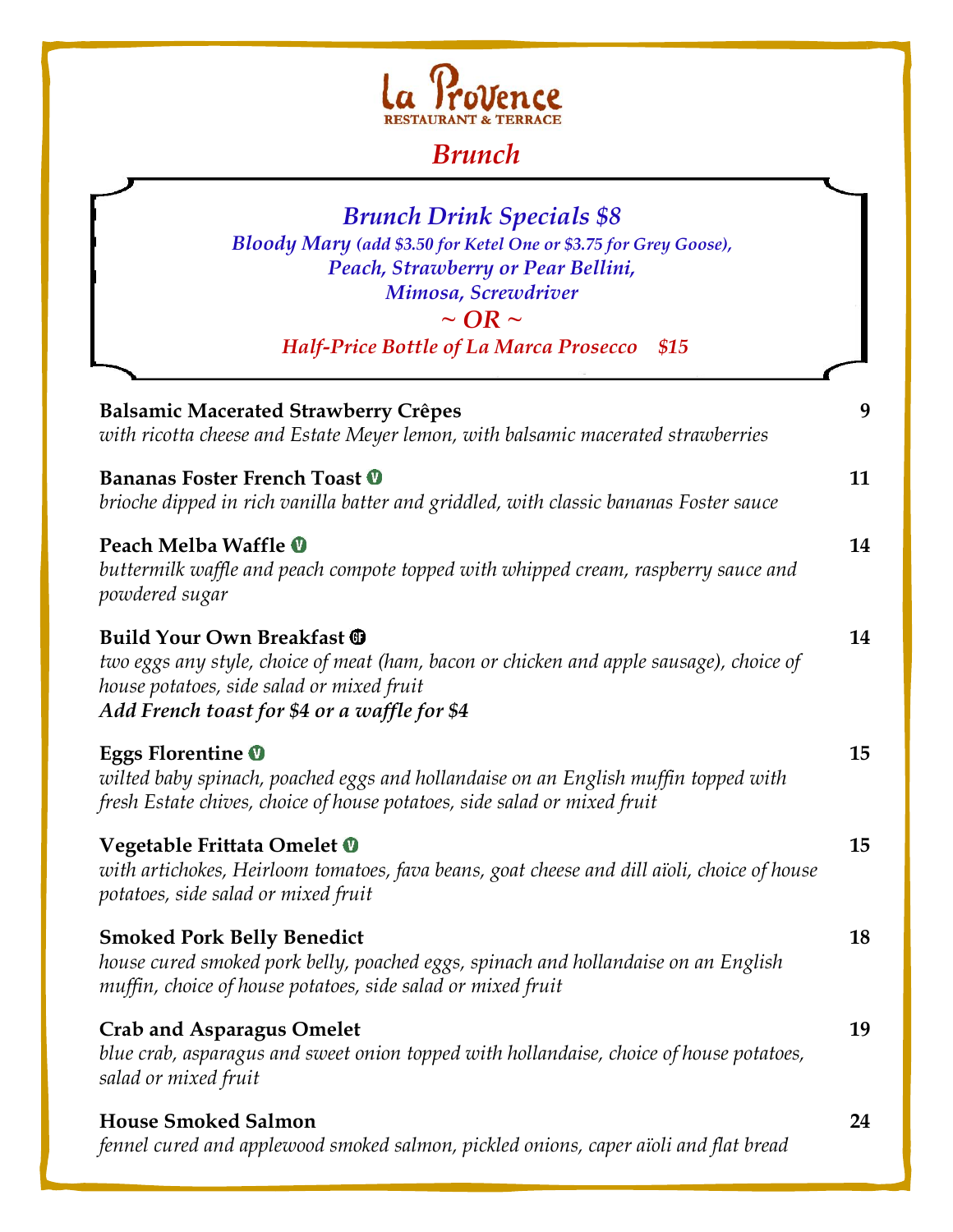# La Provence

RESTAURANT & TERRACE

## *Brunch*

### *Brunch Drink Specials $8*

*Bloody Mary (add $3.50 for Ketel One or $3.75 for Grey Goose),*
*Peach, Strawberry or Pear Bellini,*
*Mimosa, Screwdriver*

*~ OR ~*

*Half-Price Bottle of La Marca Prosecco $15*

**Balsamic Macerated Strawberry Crêpes** — 9
*with ricotta cheese and Estate Meyer lemon, with balsamic macerated strawberries*

**Bananas Foster French Toast** (V) — 11
*brioche dipped in rich vanilla batter and griddled, with classic bananas Foster sauce*

**Peach Melba Waffle** (V) — 14
*buttermilk waffle and peach compote topped with whipped cream, raspberry sauce and powdered sugar*

**Build Your Own Breakfast** (GF) — 14
*two eggs any style, choice of meat (ham, bacon or chicken and apple sausage), choice of house potatoes, side salad or mixed fruit*
***Add French toast for $4 or a waffle for $4***

**Eggs Florentine** (V) — 15
*wilted baby spinach, poached eggs and hollandaise on an English muffin topped with fresh Estate chives, choice of house potatoes, side salad or mixed fruit*

**Vegetable Frittata Omelet** (V) — 15
*with artichokes, Heirloom tomatoes, fava beans, goat cheese and dill aïoli, choice of house potatoes, side salad or mixed fruit*

**Smoked Pork Belly Benedict** — 18
*house cured smoked pork belly, poached eggs, spinach and hollandaise on an English muffin, choice of house potatoes, side salad or mixed fruit*

**Crab and Asparagus Omelet** — 19
*blue crab, asparagus and sweet onion topped with hollandaise, choice of house potatoes, salad or mixed fruit*

**House Smoked Salmon** — 24
*fennel cured and applewood smoked salmon, pickled onions, caper aïoli and flat bread*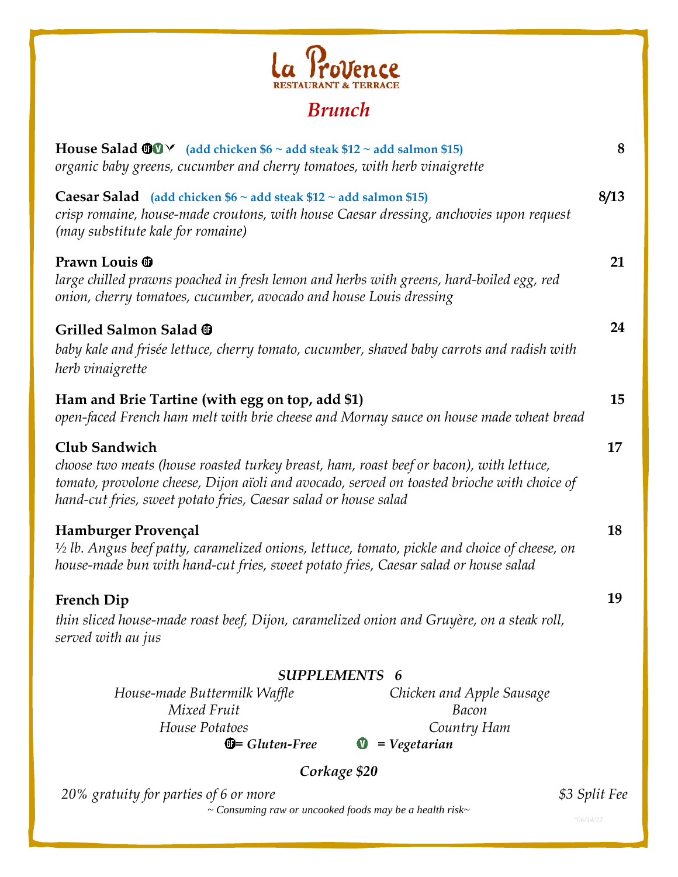# La Provence

RESTAURANT & TERRACE

## *Brunch*

**House Salad** GF V ✓ **(add chicken $6 ~ add steak $12 ~ add salmon $15)** — 8
*organic baby greens, cucumber and cherry tomatoes, with herb vinaigrette*

**Caesar Salad** **(add chicken $6 ~ add steak $12 ~ add salmon $15)** — 8/13
*crisp romaine, house-made croutons, with house Caesar dressing, anchovies upon request (may substitute kale for romaine)*

**Prawn Louis** GF — 21
*large chilled prawns poached in fresh lemon and herbs with greens, hard-boiled egg, red onion, cherry tomatoes, cucumber, avocado and house Louis dressing*

**Grilled Salmon Salad** GF — 24
*baby kale and frisée lettuce, cherry tomato, cucumber, shaved baby carrots and radish with herb vinaigrette*

**Ham and Brie Tartine (with egg on top, add $1)** — 15
*open-faced French ham melt with brie cheese and Mornay sauce on house made wheat bread*

**Club Sandwich** — 17
*choose two meats (house roasted turkey breast, ham, roast beef or bacon), with lettuce, tomato, provolone cheese, Dijon aïoli and avocado, served on toasted brioche with choice of hand-cut fries, sweet potato fries, Caesar salad or house salad*

**Hamburger Provençal** — 18
*½ lb. Angus beef patty, caramelized onions, lettuce, tomato, pickle and choice of cheese, on house-made bun with hand-cut fries, sweet potato fries, Caesar salad or house salad*

**French Dip** — 19
*thin sliced house-made roast beef, Dijon, caramelized onion and Gruyère, on a steak roll, served with au jus*

### *SUPPLEMENTS 6*

*House-made Buttermilk Waffle*
*Mixed Fruit*
*House Potatoes*
*Chicken and Apple Sausage*
*Bacon*
*Country Ham*

GF **= *Gluten-Free*** V **= *Vegetarian***

***Corkage $20***

*20% gratuity for parties of 6 or more* *$3 Split Fee*

~ *Consuming raw or uncooked foods may be a health risk*~

*06/14/22